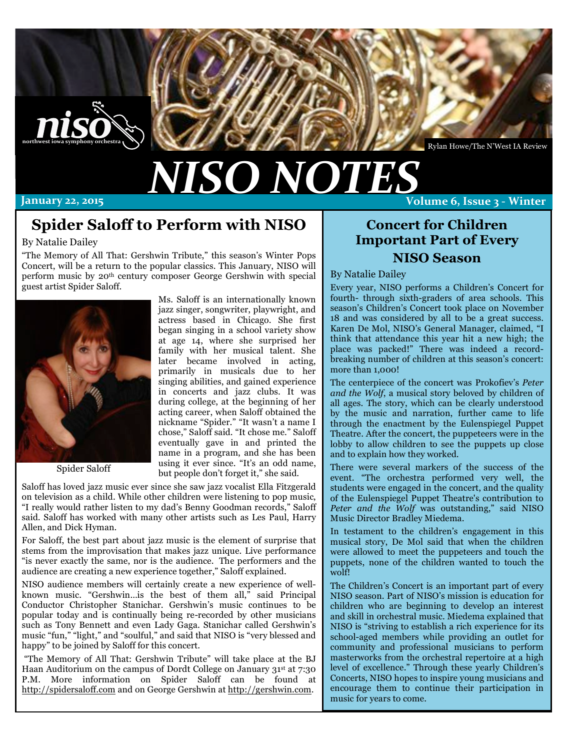Rylan Howe/The N'West IA Review

# NISO NOTES

January 22, 2015

Volume 6, Issue 3 - Winter

## Spider Saloff to Perform with NISO

By Natalie Dailey

"The Memory of All That: Gershwin Tribute," this season's Winter Pops Concert, will be a return to the popular classics. This January, NISO will perform music by 20th century composer George Gershwin with special guest artist Spider Saloff.

Spider Saloff

Ms. Saloff is an internationally known jazz singer, songwriter, playwright, and actress based in Chicago. She first began singing in a school variety show at age 14, where she surprised her family with her musical talent. She later became involved in acting, primarily in musicals due to her singing abilities, and gained experience in concerts and jazz clubs. It was during college, at the beginning of her acting career, when Saloff obtained the nickname "Spider." "It wasn't a name I chose," Saloff said. "It chose me." Saloff eventually gave in and printed the name in a program, and she has been using it ever since. "It's an odd name, but people don't forget it," she said.

Saloff has loved jazz music ever since she saw jazz vocalist Ella Fitzgerald on television as a child. While other children were listening to pop music, "I really would rather listen to my dad's Benny Goodman records," Saloff said. Saloff has worked with many other artists such as Les Paul, Harry Allen, and Dick Hyman.

For Saloff, the best part about jazz music is the element of surprise that stems from the improvisation that makes jazz unique. Live performance "is never exactly the same, nor is the audience. The performers and the audience are creating a new experience together," Saloff explained.

NISO audience members will certainly create a new experience of well-known music. "Gershwin…is the best of them all," said Principal Conductor Christopher Stanichar. Gershwin's music continues to be popular today and is continually being re-recorded by other musicians such as Tony Bennett and even Lady Gaga. Stanichar called Gershwin's music "fun," "light," and "soulful," and said that NISO is "very blessed and happy" to be joined by Saloff for this concert.

"The Memory of All That: Gershwin Tribute" will take place at the BJ Haan Auditorium on the campus of Dordt College on January 31st at 7:30 P.M. More information on Spider Saloff can be found at http://spidersaloff.com and on George Gershwin at http://gershwin.com.

## Concert for Children Important Part of Every NISO Season

By Natalie Dailey

Every year, NISO performs a Children's Concert for fourth- through sixth-graders of area schools. This season's Children's Concert took place on November 18 and was considered by all to be a great success. Karen De Mol, NISO's General Manager, claimed, "I think that attendance this year hit a new high; the place was packed!" There was indeed a record-breaking number of children at this season's concert: more than 1,000!

The centerpiece of the concert was Prokofiev's *Peter and the Wolf*, a musical story beloved by children of all ages. The story, which can be clearly understood by the music and narration, further came to life through the enactment by the Eulenspiegel Puppet Theatre. After the concert, the puppeteers were in the lobby to allow children to see the puppets up close and to explain how they worked.

There were several markers of the success of the event. "The orchestra performed very well, the students were engaged in the concert, and the quality of the Eulenspiegel Puppet Theatre's contribution to *Peter and the Wolf* was outstanding," said NISO Music Director Bradley Miedema.

In testament to the children's engagement in this musical story, De Mol said that when the children were allowed to meet the puppeteers and touch the puppets, none of the children wanted to touch the wolf!

The Children's Concert is an important part of every NISO season. Part of NISO's mission is education for children who are beginning to develop an interest and skill in orchestral music. Miedema explained that NISO is "striving to establish a rich experience for its school-aged members while providing an outlet for community and professional musicians to perform masterworks from the orchestral repertoire at a high level of excellence." Through these yearly Children's Concerts, NISO hopes to inspire young musicians and encourage them to continue their participation in music for years to come.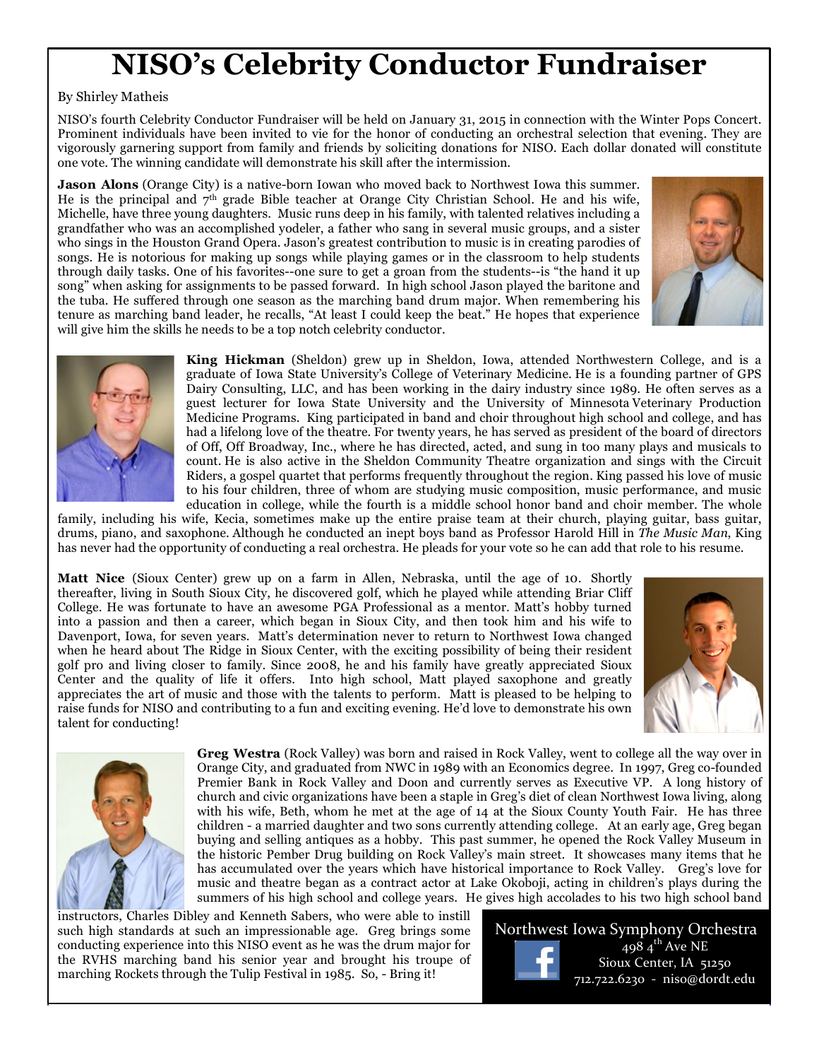# NISO's Celebrity Conductor Fundraiser

By Shirley Matheis

NISO's fourth Celebrity Conductor Fundraiser will be held on January 31, 2015 in connection with the Winter Pops Concert. Prominent individuals have been invited to vie for the honor of conducting an orchestral selection that evening. They are vigorously garnering support from family and friends by soliciting donations for NISO. Each dollar donated will constitute one vote. The winning candidate will demonstrate his skill after the intermission.

**Jason Alons** (Orange City) is a native-born Iowan who moved back to Northwest Iowa this summer. He is the principal and 7th grade Bible teacher at Orange City Christian School. He and his wife, Michelle, have three young daughters. Music runs deep in his family, with talented relatives including a grandfather who was an accomplished yodeler, a father who sang in several music groups, and a sister who sings in the Houston Grand Opera. Jason's greatest contribution to music is in creating parodies of songs. He is notorious for making up songs while playing games or in the classroom to help students through daily tasks. One of his favorites--one sure to get a groan from the students--is "the hand it up song" when asking for assignments to be passed forward. In high school Jason played the baritone and the tuba. He suffered through one season as the marching band drum major. When remembering his tenure as marching band leader, he recalls, "At least I could keep the beat." He hopes that experience will give him the skills he needs to be a top notch celebrity conductor.

**King Hickman** (Sheldon) grew up in Sheldon, Iowa, attended Northwestern College, and is a graduate of Iowa State University's College of Veterinary Medicine. He is a founding partner of GPS Dairy Consulting, LLC, and has been working in the dairy industry since 1989. He often serves as a guest lecturer for Iowa State University and the University of Minnesota Veterinary Production Medicine Programs. King participated in band and choir throughout high school and college, and has had a lifelong love of the theatre. For twenty years, he has served as president of the board of directors of Off, Off Broadway, Inc., where he has directed, acted, and sung in too many plays and musicals to count. He is also active in the Sheldon Community Theatre organization and sings with the Circuit Riders, a gospel quartet that performs frequently throughout the region. King passed his love of music to his four children, three of whom are studying music composition, music performance, and music education in college, while the fourth is a middle school honor band and choir member. The whole family, including his wife, Kecia, sometimes make up the entire praise team at their church, playing guitar, bass guitar, drums, piano, and saxophone. Although he conducted an inept boys band as Professor Harold Hill in *The Music Man*, King has never had the opportunity of conducting a real orchestra. He pleads for your vote so he can add that role to his resume.

**Matt Nice** (Sioux Center) grew up on a farm in Allen, Nebraska, until the age of 10. Shortly thereafter, living in South Sioux City, he discovered golf, which he played while attending Briar Cliff College. He was fortunate to have an awesome PGA Professional as a mentor. Matt's hobby turned into a passion and then a career, which began in Sioux City, and then took him and his wife to Davenport, Iowa, for seven years. Matt's determination never to return to Northwest Iowa changed when he heard about The Ridge in Sioux Center, with the exciting possibility of being their resident golf pro and living closer to family. Since 2008, he and his family have greatly appreciated Sioux Center and the quality of life it offers. Into high school, Matt played saxophone and greatly appreciates the art of music and those with the talents to perform. Matt is pleased to be helping to raise funds for NISO and contributing to a fun and exciting evening. He'd love to demonstrate his own talent for conducting!

**Greg Westra** (Rock Valley) was born and raised in Rock Valley, went to college all the way over in Orange City, and graduated from NWC in 1989 with an Economics degree. In 1997, Greg co-founded Premier Bank in Rock Valley and Doon and currently serves as Executive VP. A long history of church and civic organizations have been a staple in Greg's diet of clean Northwest Iowa living, along with his wife, Beth, whom he met at the age of 14 at the Sioux County Youth Fair. He has three children - a married daughter and two sons currently attending college. At an early age, Greg began buying and selling antiques as a hobby. This past summer, he opened the Rock Valley Museum in the historic Pember Drug building on Rock Valley's main street. It showcases many items that he has accumulated over the years which have historical importance to Rock Valley. Greg's love for music and theatre began as a contract actor at Lake Okoboji, acting in children's plays during the summers of his high school and college years. He gives high accolades to his two high school band instructors, Charles Dibley and Kenneth Sabers, who were able to instill such high standards at such an impressionable age. Greg brings some conducting experience into this NISO event as he was the drum major for the RVHS marching band his senior year and brought his troupe of marching Rockets through the Tulip Festival in 1985. So, - Bring it!

Northwest Iowa Symphony Orchestra
498 4th Ave NE
Sioux Center, IA 51250
712.722.6230 - niso@dordt.edu